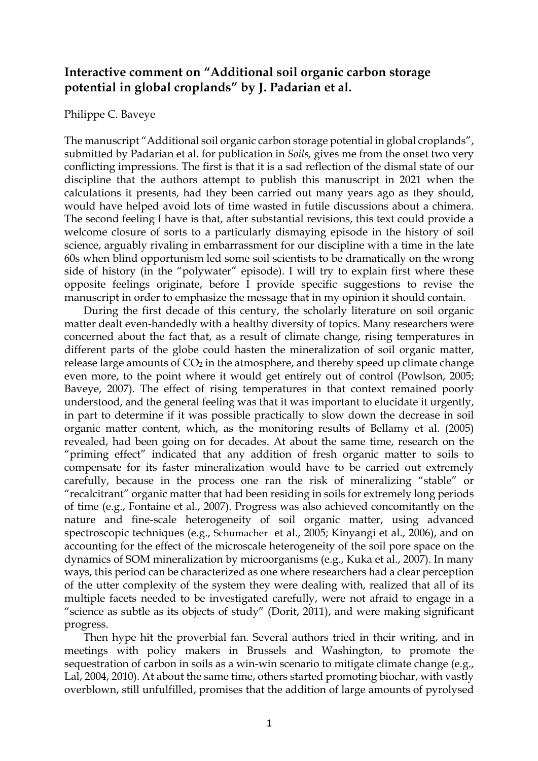## Interactive comment on "Additional soil organic carbon storage potential in global croplands" by J. Padarian et al.

Philippe C. Baveye

The manuscript "Additional soil organic carbon storage potential in global croplands", submitted by Padarian et al. for publication in *Soils,* gives me from the onset two very conflicting impressions. The first is that it is a sad reflection of the dismal state of our discipline that the authors attempt to publish this manuscript in 2021 when the calculations it presents, had they been carried out many years ago as they should, would have helped avoid lots of time wasted in futile discussions about a chimera. The second feeling I have is that, after substantial revisions, this text could provide a welcome closure of sorts to a particularly dismaying episode in the history of soil science, arguably rivaling in embarrassment for our discipline with a time in the late 60s when blind opportunism led some soil scientists to be dramatically on the wrong side of history (in the "polywater" episode). I will try to explain first where these opposite feelings originate, before I provide specific suggestions to revise the manuscript in order to emphasize the message that in my opinion it should contain.

During the first decade of this century, the scholarly literature on soil organic matter dealt even-handedly with a healthy diversity of topics. Many researchers were concerned about the fact that, as a result of climate change, rising temperatures in different parts of the globe could hasten the mineralization of soil organic matter, release large amounts of $CO_2$ in the atmosphere, and thereby speed up climate change even more, to the point where it would get entirely out of control (Powlson, 2005; Baveye, 2007). The effect of rising temperatures in that context remained poorly understood, and the general feeling was that it was important to elucidate it urgently, in part to determine if it was possible practically to slow down the decrease in soil organic matter content, which, as the monitoring results of Bellamy et al. (2005) revealed, had been going on for decades. At about the same time, research on the "priming effect" indicated that any addition of fresh organic matter to soils to compensate for its faster mineralization would have to be carried out extremely carefully, because in the process one ran the risk of mineralizing "stable" or "recalcitrant" organic matter that had been residing in soils for extremely long periods of time (e.g., Fontaine et al., 2007). Progress was also achieved concomitantly on the nature and fine-scale heterogeneity of soil organic matter, using advanced spectroscopic techniques (e.g., Schumacher et al., 2005; Kinyangi et al., 2006), and on accounting for the effect of the microscale heterogeneity of the soil pore space on the dynamics of SOM mineralization by microorganisms (e.g., Kuka et al., 2007). In many ways, this period can be characterized as one where researchers had a clear perception of the utter complexity of the system they were dealing with, realized that all of its multiple facets needed to be investigated carefully, were not afraid to engage in a "science as subtle as its objects of study" (Dorit, 2011), and were making significant progress.

Then hype hit the proverbial fan. Several authors tried in their writing, and in meetings with policy makers in Brussels and Washington, to promote the sequestration of carbon in soils as a win-win scenario to mitigate climate change (e.g., Lal, 2004, 2010). At about the same time, others started promoting biochar, with vastly overblown, still unfulfilled, promises that the addition of large amounts of pyrolysed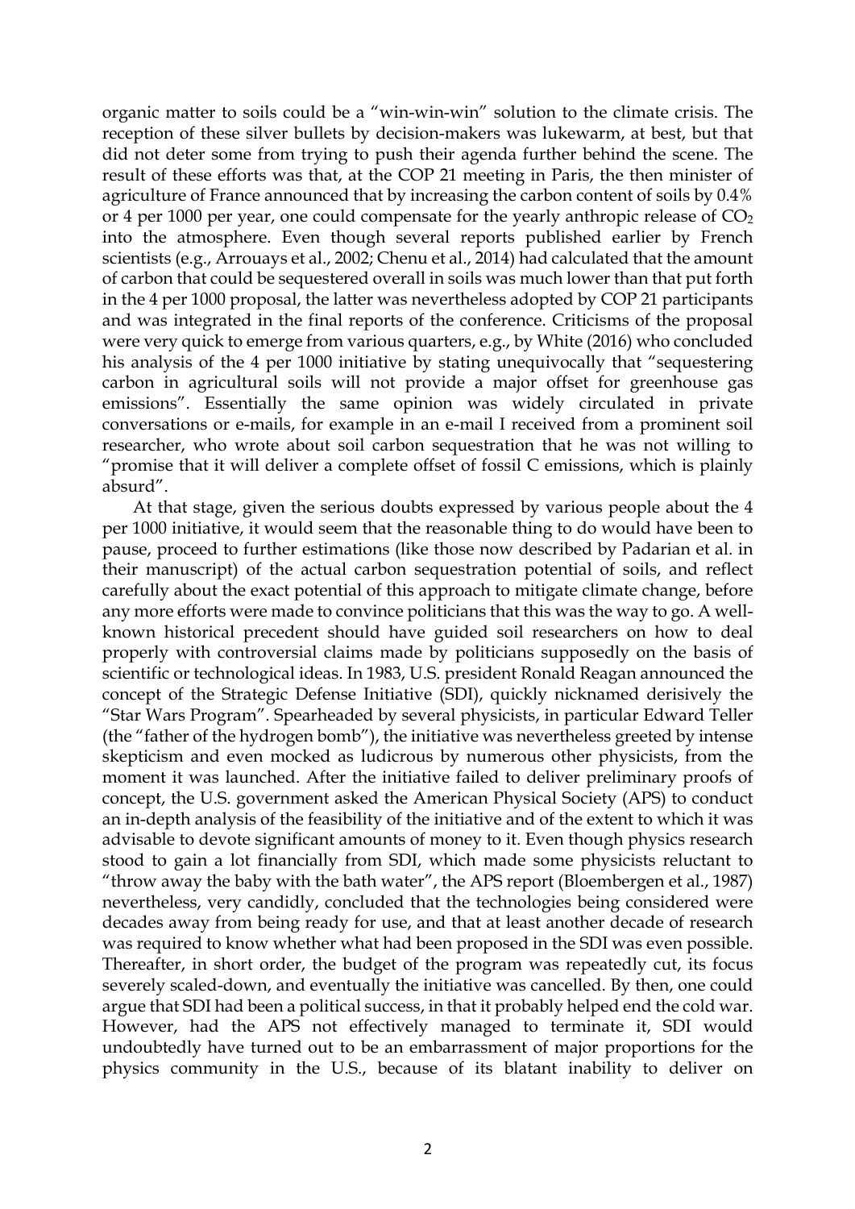organic matter to soils could be a "win-win-win" solution to the climate crisis. The reception of these silver bullets by decision-makers was lukewarm, at best, but that did not deter some from trying to push their agenda further behind the scene. The result of these efforts was that, at the COP 21 meeting in Paris, the then minister of agriculture of France announced that by increasing the carbon content of soils by 0.4% or 4 per 1000 per year, one could compensate for the yearly anthropic release of $CO_2$ into the atmosphere. Even though several reports published earlier by French scientists (e.g., Arrouays et al., 2002; Chenu et al., 2014) had calculated that the amount of carbon that could be sequestered overall in soils was much lower than that put forth in the 4 per 1000 proposal, the latter was nevertheless adopted by COP 21 participants and was integrated in the final reports of the conference. Criticisms of the proposal were very quick to emerge from various quarters, e.g., by White (2016) who concluded his analysis of the 4 per 1000 initiative by stating unequivocally that "sequestering carbon in agricultural soils will not provide a major offset for greenhouse gas emissions". Essentially the same opinion was widely circulated in private conversations or e-mails, for example in an e-mail I received from a prominent soil researcher, who wrote about soil carbon sequestration that he was not willing to "promise that it will deliver a complete offset of fossil C emissions, which is plainly absurd".

At that stage, given the serious doubts expressed by various people about the 4 per 1000 initiative, it would seem that the reasonable thing to do would have been to pause, proceed to further estimations (like those now described by Padarian et al. in their manuscript) of the actual carbon sequestration potential of soils, and reflect carefully about the exact potential of this approach to mitigate climate change, before any more efforts were made to convince politicians that this was the way to go. A well-known historical precedent should have guided soil researchers on how to deal properly with controversial claims made by politicians supposedly on the basis of scientific or technological ideas. In 1983, U.S. president Ronald Reagan announced the concept of the Strategic Defense Initiative (SDI), quickly nicknamed derisively the "Star Wars Program". Spearheaded by several physicists, in particular Edward Teller (the "father of the hydrogen bomb"), the initiative was nevertheless greeted by intense skepticism and even mocked as ludicrous by numerous other physicists, from the moment it was launched. After the initiative failed to deliver preliminary proofs of concept, the U.S. government asked the American Physical Society (APS) to conduct an in-depth analysis of the feasibility of the initiative and of the extent to which it was advisable to devote significant amounts of money to it. Even though physics research stood to gain a lot financially from SDI, which made some physicists reluctant to "throw away the baby with the bath water", the APS report (Bloembergen et al., 1987) nevertheless, very candidly, concluded that the technologies being considered were decades away from being ready for use, and that at least another decade of research was required to know whether what had been proposed in the SDI was even possible. Thereafter, in short order, the budget of the program was repeatedly cut, its focus severely scaled-down, and eventually the initiative was cancelled. By then, one could argue that SDI had been a political success, in that it probably helped end the cold war. However, had the APS not effectively managed to terminate it, SDI would undoubtedly have turned out to be an embarrassment of major proportions for the physics community in the U.S., because of its blatant inability to deliver on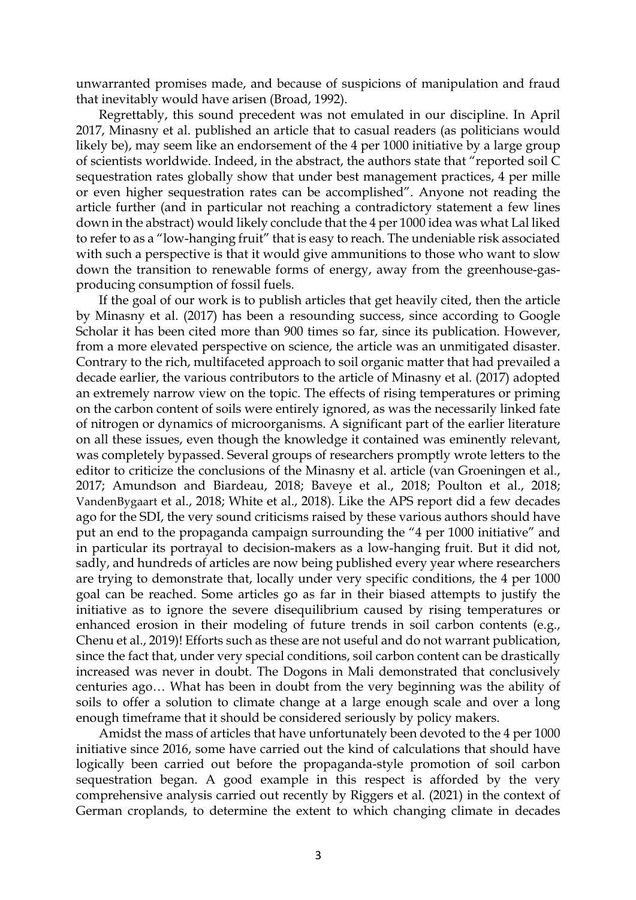unwarranted promises made, and because of suspicions of manipulation and fraud that inevitably would have arisen (Broad, 1992).

Regrettably, this sound precedent was not emulated in our discipline. In April 2017, Minasny et al. published an article that to casual readers (as politicians would likely be), may seem like an endorsement of the 4 per 1000 initiative by a large group of scientists worldwide. Indeed, in the abstract, the authors state that "reported soil C sequestration rates globally show that under best management practices, 4 per mille or even higher sequestration rates can be accomplished". Anyone not reading the article further (and in particular not reaching a contradictory statement a few lines down in the abstract) would likely conclude that the 4 per 1000 idea was what Lal liked to refer to as a "low-hanging fruit" that is easy to reach. The undeniable risk associated with such a perspective is that it would give ammunitions to those who want to slow down the transition to renewable forms of energy, away from the greenhouse-gas-producing consumption of fossil fuels.

If the goal of our work is to publish articles that get heavily cited, then the article by Minasny et al. (2017) has been a resounding success, since according to Google Scholar it has been cited more than 900 times so far, since its publication. However, from a more elevated perspective on science, the article was an unmitigated disaster. Contrary to the rich, multifaceted approach to soil organic matter that had prevailed a decade earlier, the various contributors to the article of Minasny et al. (2017) adopted an extremely narrow view on the topic. The effects of rising temperatures or priming on the carbon content of soils were entirely ignored, as was the necessarily linked fate of nitrogen or dynamics of microorganisms. A significant part of the earlier literature on all these issues, even though the knowledge it contained was eminently relevant, was completely bypassed. Several groups of researchers promptly wrote letters to the editor to criticize the conclusions of the Minasny et al. article (van Groeningen et al., 2017; Amundson and Biardeau, 2018; Baveye et al., 2018; Poulton et al., 2018; VandenBygaart et al., 2018; White et al., 2018). Like the APS report did a few decades ago for the SDI, the very sound criticisms raised by these various authors should have put an end to the propaganda campaign surrounding the "4 per 1000 initiative" and in particular its portrayal to decision-makers as a low-hanging fruit. But it did not, sadly, and hundreds of articles are now being published every year where researchers are trying to demonstrate that, locally under very specific conditions, the 4 per 1000 goal can be reached. Some articles go as far in their biased attempts to justify the initiative as to ignore the severe disequilibrium caused by rising temperatures or enhanced erosion in their modeling of future trends in soil carbon contents (e.g., Chenu et al., 2019)! Efforts such as these are not useful and do not warrant publication, since the fact that, under very special conditions, soil carbon content can be drastically increased was never in doubt. The Dogons in Mali demonstrated that conclusively centuries ago… What has been in doubt from the very beginning was the ability of soils to offer a solution to climate change at a large enough scale and over a long enough timeframe that it should be considered seriously by policy makers.

Amidst the mass of articles that have unfortunately been devoted to the 4 per 1000 initiative since 2016, some have carried out the kind of calculations that should have logically been carried out before the propaganda-style promotion of soil carbon sequestration began. A good example in this respect is afforded by the very comprehensive analysis carried out recently by Riggers et al. (2021) in the context of German croplands, to determine the extent to which changing climate in decades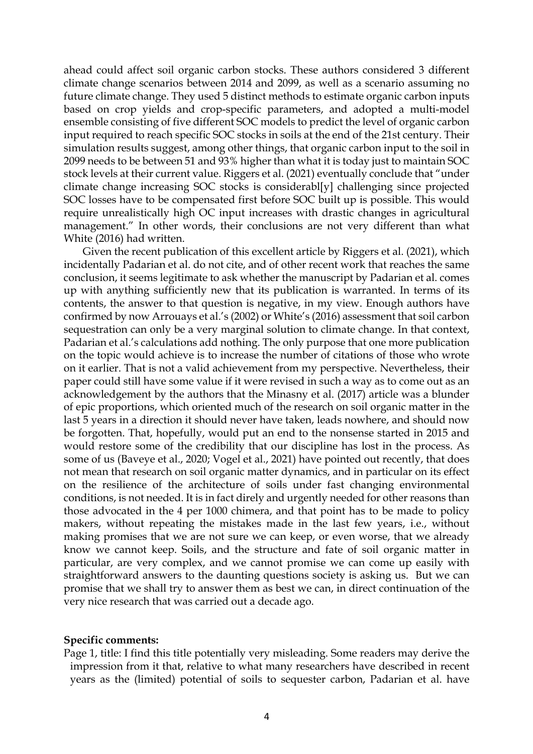ahead could affect soil organic carbon stocks. These authors considered 3 different climate change scenarios between 2014 and 2099, as well as a scenario assuming no future climate change. They used 5 distinct methods to estimate organic carbon inputs based on crop yields and crop-specific parameters, and adopted a multi-model ensemble consisting of five different SOC models to predict the level of organic carbon input required to reach specific SOC stocks in soils at the end of the 21st century. Their simulation results suggest, among other things, that organic carbon input to the soil in 2099 needs to be between 51 and 93% higher than what it is today just to maintain SOC stock levels at their current value. Riggers et al. (2021) eventually conclude that "under climate change increasing SOC stocks is considerabl[y] challenging since projected SOC losses have to be compensated first before SOC built up is possible. This would require unrealistically high OC input increases with drastic changes in agricultural management." In other words, their conclusions are not very different than what White (2016) had written.

Given the recent publication of this excellent article by Riggers et al. (2021), which incidentally Padarian et al. do not cite, and of other recent work that reaches the same conclusion, it seems legitimate to ask whether the manuscript by Padarian et al. comes up with anything sufficiently new that its publication is warranted. In terms of its contents, the answer to that question is negative, in my view. Enough authors have confirmed by now Arrouays et al.'s (2002) or White's (2016) assessment that soil carbon sequestration can only be a very marginal solution to climate change. In that context, Padarian et al.'s calculations add nothing. The only purpose that one more publication on the topic would achieve is to increase the number of citations of those who wrote on it earlier. That is not a valid achievement from my perspective. Nevertheless, their paper could still have some value if it were revised in such a way as to come out as an acknowledgement by the authors that the Minasny et al. (2017) article was a blunder of epic proportions, which oriented much of the research on soil organic matter in the last 5 years in a direction it should never have taken, leads nowhere, and should now be forgotten. That, hopefully, would put an end to the nonsense started in 2015 and would restore some of the credibility that our discipline has lost in the process. As some of us (Baveye et al., 2020; Vogel et al., 2021) have pointed out recently, that does not mean that research on soil organic matter dynamics, and in particular on its effect on the resilience of the architecture of soils under fast changing environmental conditions, is not needed. It is in fact direly and urgently needed for other reasons than those advocated in the 4 per 1000 chimera, and that point has to be made to policy makers, without repeating the mistakes made in the last few years, i.e., without making promises that we are not sure we can keep, or even worse, that we already know we cannot keep. Soils, and the structure and fate of soil organic matter in particular, are very complex, and we cannot promise we can come up easily with straightforward answers to the daunting questions society is asking us. But we can promise that we shall try to answer them as best we can, in direct continuation of the very nice research that was carried out a decade ago.

**Specific comments:**

Page 1, title: I find this title potentially very misleading. Some readers may derive the impression from it that, relative to what many researchers have described in recent years as the (limited) potential of soils to sequester carbon, Padarian et al. have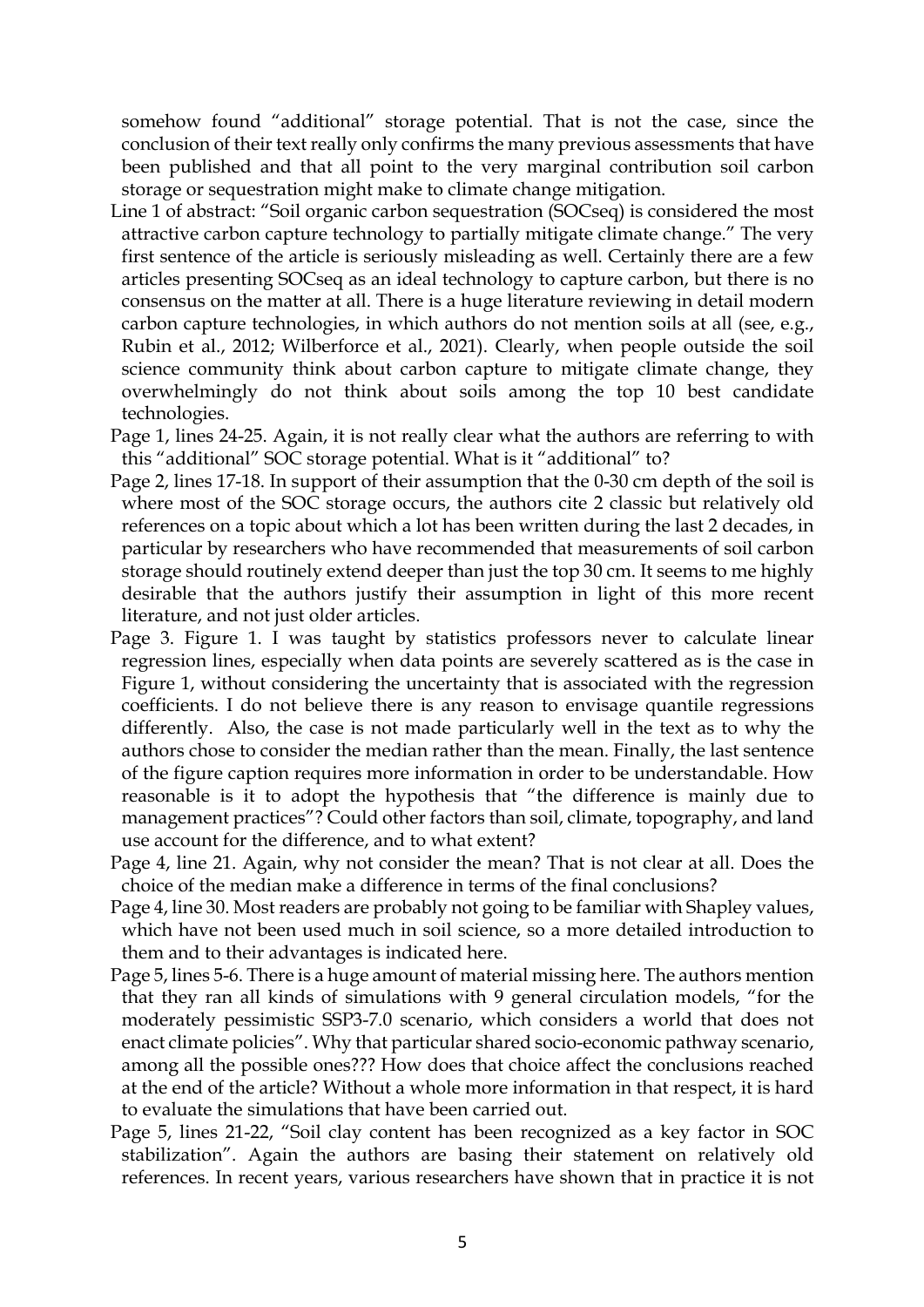somehow found "additional" storage potential. That is not the case, since the conclusion of their text really only confirms the many previous assessments that have been published and that all point to the very marginal contribution soil carbon storage or sequestration might make to climate change mitigation.

Line 1 of abstract: "Soil organic carbon sequestration (SOCseq) is considered the most attractive carbon capture technology to partially mitigate climate change." The very first sentence of the article is seriously misleading as well. Certainly there are a few articles presenting SOCseq as an ideal technology to capture carbon, but there is no consensus on the matter at all. There is a huge literature reviewing in detail modern carbon capture technologies, in which authors do not mention soils at all (see, e.g., Rubin et al., 2012; Wilberforce et al., 2021). Clearly, when people outside the soil science community think about carbon capture to mitigate climate change, they overwhelmingly do not think about soils among the top 10 best candidate technologies.

Page 1, lines 24-25. Again, it is not really clear what the authors are referring to with this "additional" SOC storage potential. What is it "additional" to?

Page 2, lines 17-18. In support of their assumption that the 0-30 cm depth of the soil is where most of the SOC storage occurs, the authors cite 2 classic but relatively old references on a topic about which a lot has been written during the last 2 decades, in particular by researchers who have recommended that measurements of soil carbon storage should routinely extend deeper than just the top 30 cm. It seems to me highly desirable that the authors justify their assumption in light of this more recent literature, and not just older articles.

Page 3. Figure 1. I was taught by statistics professors never to calculate linear regression lines, especially when data points are severely scattered as is the case in Figure 1, without considering the uncertainty that is associated with the regression coefficients. I do not believe there is any reason to envisage quantile regressions differently. Also, the case is not made particularly well in the text as to why the authors chose to consider the median rather than the mean. Finally, the last sentence of the figure caption requires more information in order to be understandable. How reasonable is it to adopt the hypothesis that "the difference is mainly due to management practices"? Could other factors than soil, climate, topography, and land use account for the difference, and to what extent?

Page 4, line 21. Again, why not consider the mean? That is not clear at all. Does the choice of the median make a difference in terms of the final conclusions?

Page 4, line 30. Most readers are probably not going to be familiar with Shapley values, which have not been used much in soil science, so a more detailed introduction to them and to their advantages is indicated here.

Page 5, lines 5-6. There is a huge amount of material missing here. The authors mention that they ran all kinds of simulations with 9 general circulation models, "for the moderately pessimistic SSP3-7.0 scenario, which considers a world that does not enact climate policies". Why that particular shared socio-economic pathway scenario, among all the possible ones??? How does that choice affect the conclusions reached at the end of the article? Without a whole more information in that respect, it is hard to evaluate the simulations that have been carried out.

Page 5, lines 21-22, "Soil clay content has been recognized as a key factor in SOC stabilization". Again the authors are basing their statement on relatively old references. In recent years, various researchers have shown that in practice it is not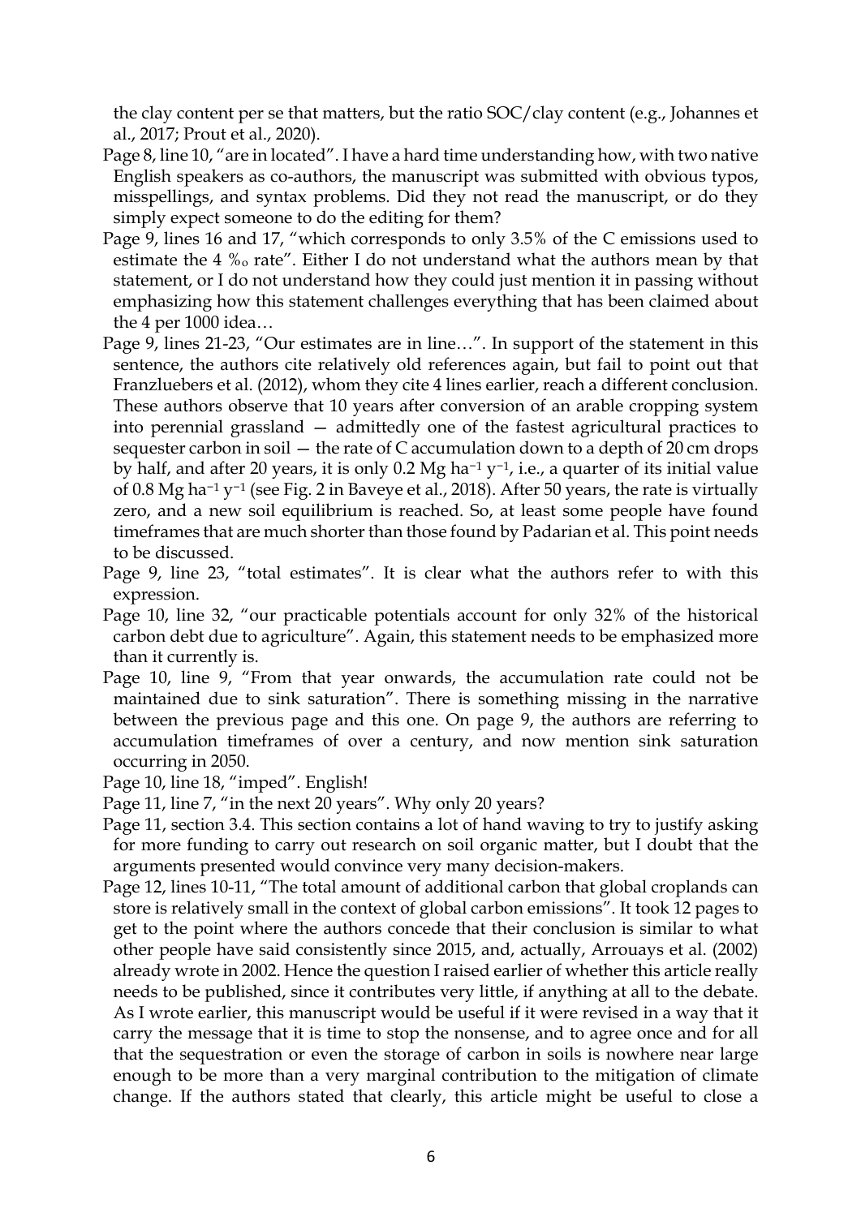the clay content per se that matters, but the ratio SOC/clay content (e.g., Johannes et al., 2017; Prout et al., 2020).

Page 8, line 10, "are in located". I have a hard time understanding how, with two native English speakers as co-authors, the manuscript was submitted with obvious typos, misspellings, and syntax problems. Did they not read the manuscript, or do they simply expect someone to do the editing for them?

Page 9, lines 16 and 17, "which corresponds to only 3.5% of the C emissions used to estimate the 4 ‰ rate". Either I do not understand what the authors mean by that statement, or I do not understand how they could just mention it in passing without emphasizing how this statement challenges everything that has been claimed about the 4 per 1000 idea…

Page 9, lines 21-23, "Our estimates are in line…". In support of the statement in this sentence, the authors cite relatively old references again, but fail to point out that Franzluebers et al. (2012), whom they cite 4 lines earlier, reach a different conclusion. These authors observe that 10 years after conversion of an arable cropping system into perennial grassland — admittedly one of the fastest agricultural practices to sequester carbon in soil — the rate of C accumulation down to a depth of 20 cm drops by half, and after 20 years, it is only 0.2 Mg ha$^{-1}$ y$^{-1}$, i.e., a quarter of its initial value of 0.8 Mg ha$^{-1}$ y$^{-1}$ (see Fig. 2 in Baveye et al., 2018). After 50 years, the rate is virtually zero, and a new soil equilibrium is reached. So, at least some people have found timeframes that are much shorter than those found by Padarian et al. This point needs to be discussed.

Page 9, line 23, "total estimates". It is clear what the authors refer to with this expression.

Page 10, line 32, "our practicable potentials account for only 32% of the historical carbon debt due to agriculture". Again, this statement needs to be emphasized more than it currently is.

Page 10, line 9, "From that year onwards, the accumulation rate could not be maintained due to sink saturation". There is something missing in the narrative between the previous page and this one. On page 9, the authors are referring to accumulation timeframes of over a century, and now mention sink saturation occurring in 2050.

Page 10, line 18, "imped". English!

Page 11, line 7, "in the next 20 years". Why only 20 years?

Page 11, section 3.4. This section contains a lot of hand waving to try to justify asking for more funding to carry out research on soil organic matter, but I doubt that the arguments presented would convince very many decision-makers.

Page 12, lines 10-11, "The total amount of additional carbon that global croplands can store is relatively small in the context of global carbon emissions". It took 12 pages to get to the point where the authors concede that their conclusion is similar to what other people have said consistently since 2015, and, actually, Arrouays et al. (2002) already wrote in 2002. Hence the question I raised earlier of whether this article really needs to be published, since it contributes very little, if anything at all to the debate. As I wrote earlier, this manuscript would be useful if it were revised in a way that it carry the message that it is time to stop the nonsense, and to agree once and for all that the sequestration or even the storage of carbon in soils is nowhere near large enough to be more than a very marginal contribution to the mitigation of climate change. If the authors stated that clearly, this article might be useful to close a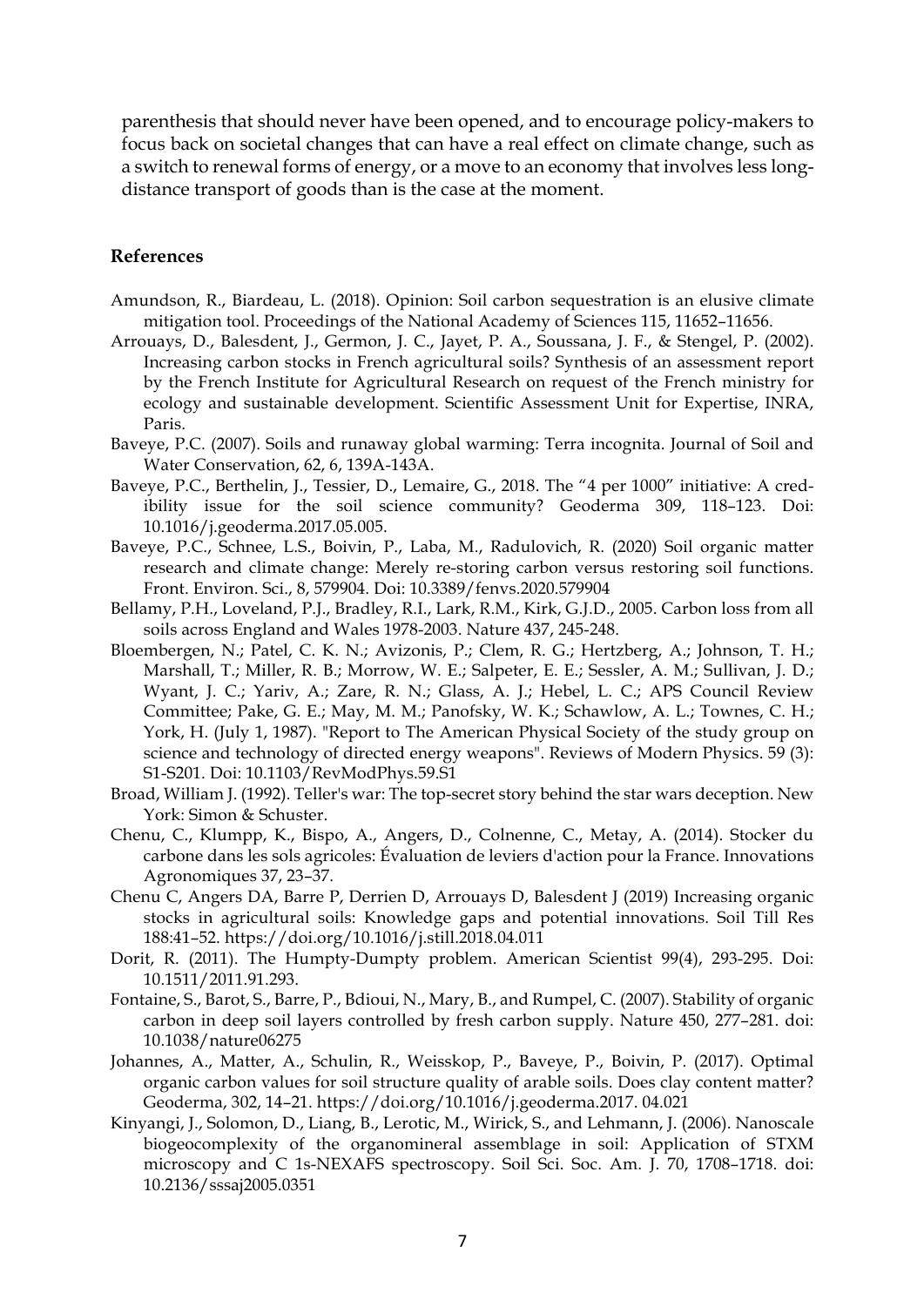parenthesis that should never have been opened, and to encourage policy-makers to focus back on societal changes that can have a real effect on climate change, such as a switch to renewal forms of energy, or a move to an economy that involves less long-distance transport of goods than is the case at the moment.

## References

Amundson, R., Biardeau, L. (2018). Opinion: Soil carbon sequestration is an elusive climate mitigation tool. Proceedings of the National Academy of Sciences 115, 11652–11656.

Arrouays, D., Balesdent, J., Germon, J. C., Jayet, P. A., Soussana, J. F., & Stengel, P. (2002). Increasing carbon stocks in French agricultural soils? Synthesis of an assessment report by the French Institute for Agricultural Research on request of the French ministry for ecology and sustainable development. Scientific Assessment Unit for Expertise, INRA, Paris.

Baveye, P.C. (2007). Soils and runaway global warming: Terra incognita. Journal of Soil and Water Conservation, 62, 6, 139A-143A.

Baveye, P.C., Berthelin, J., Tessier, D., Lemaire, G., 2018. The "4 per 1000" initiative: A credibility issue for the soil science community? Geoderma 309, 118–123. Doi: 10.1016/j.geoderma.2017.05.005.

Baveye, P.C., Schnee, L.S., Boivin, P., Laba, M., Radulovich, R. (2020) Soil organic matter research and climate change: Merely re-storing carbon versus restoring soil functions. Front. Environ. Sci., 8, 579904. Doi: 10.3389/fenvs.2020.579904

Bellamy, P.H., Loveland, P.J., Bradley, R.I., Lark, R.M., Kirk, G.J.D., 2005. Carbon loss from all soils across England and Wales 1978-2003. Nature 437, 245-248.

Bloembergen, N.; Patel, C. K. N.; Avizonis, P.; Clem, R. G.; Hertzberg, A.; Johnson, T. H.; Marshall, T.; Miller, R. B.; Morrow, W. E.; Salpeter, E. E.; Sessler, A. M.; Sullivan, J. D.; Wyant, J. C.; Yariv, A.; Zare, R. N.; Glass, A. J.; Hebel, L. C.; APS Council Review Committee; Pake, G. E.; May, M. M.; Panofsky, W. K.; Schawlow, A. L.; Townes, C. H.; York, H. (July 1, 1987). "Report to The American Physical Society of the study group on science and technology of directed energy weapons". Reviews of Modern Physics. 59 (3): S1-S201. Doi: 10.1103/RevModPhys.59.S1

Broad, William J. (1992). Teller's war: The top-secret story behind the star wars deception. New York: Simon & Schuster.

Chenu, C., Klumpp, K., Bispo, A., Angers, D., Colnenne, C., Metay, A. (2014). Stocker du carbone dans les sols agricoles: Évaluation de leviers d'action pour la France. Innovations Agronomiques 37, 23–37.

Chenu C, Angers DA, Barre P, Derrien D, Arrouays D, Balesdent J (2019) Increasing organic stocks in agricultural soils: Knowledge gaps and potential innovations. Soil Till Res 188:41–52. https://doi.org/10.1016/j.still.2018.04.011

Dorit, R. (2011). The Humpty-Dumpty problem. American Scientist 99(4), 293-295. Doi: 10.1511/2011.91.293.

Fontaine, S., Barot, S., Barre, P., Bdioui, N., Mary, B., and Rumpel, C. (2007). Stability of organic carbon in deep soil layers controlled by fresh carbon supply. Nature 450, 277–281. doi: 10.1038/nature06275

Johannes, A., Matter, A., Schulin, R., Weisskop, P., Baveye, P., Boivin, P. (2017). Optimal organic carbon values for soil structure quality of arable soils. Does clay content matter? Geoderma, 302, 14–21. https://doi.org/10.1016/j.geoderma.2017. 04.021

Kinyangi, J., Solomon, D., Liang, B., Lerotic, M., Wirick, S., and Lehmann, J. (2006). Nanoscale biogeocomplexity of the organomineral assemblage in soil: Application of STXM microscopy and C 1s-NEXAFS spectroscopy. Soil Sci. Soc. Am. J. 70, 1708–1718. doi: 10.2136/sssaj2005.0351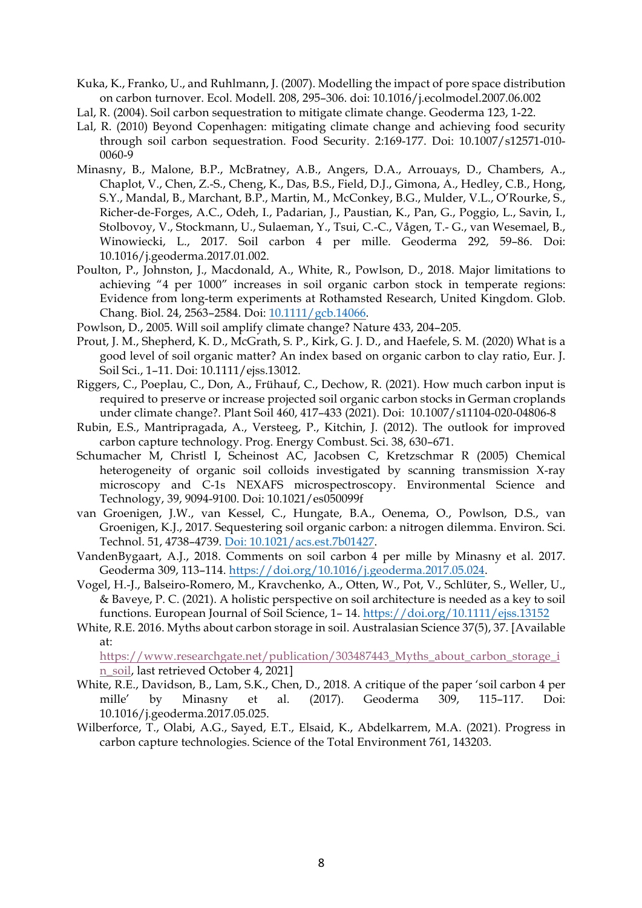Kuka, K., Franko, U., and Ruhlmann, J. (2007). Modelling the impact of pore space distribution on carbon turnover. Ecol. Modell. 208, 295–306. doi: 10.1016/j.ecolmodel.2007.06.002

Lal, R. (2004). Soil carbon sequestration to mitigate climate change. Geoderma 123, 1-22.

Lal, R. (2010) Beyond Copenhagen: mitigating climate change and achieving food security through soil carbon sequestration. Food Security. 2:169-177. Doi: 10.1007/s12571-010-0060-9

Minasny, B., Malone, B.P., McBratney, A.B., Angers, D.A., Arrouays, D., Chambers, A., Chaplot, V., Chen, Z.-S., Cheng, K., Das, B.S., Field, D.J., Gimona, A., Hedley, C.B., Hong, S.Y., Mandal, B., Marchant, B.P., Martin, M., McConkey, B.G., Mulder, V.L., O'Rourke, S., Richer-de-Forges, A.C., Odeh, I., Padarian, J., Paustian, K., Pan, G., Poggio, L., Savin, I., Stolbovoy, V., Stockmann, U., Sulaeman, Y., Tsui, C.-C., Vågen, T.- G., van Wesemael, B., Winowiecki, L., 2017. Soil carbon 4 per mille. Geoderma 292, 59–86. Doi: 10.1016/j.geoderma.2017.01.002.

Poulton, P., Johnston, J., Macdonald, A., White, R., Powlson, D., 2018. Major limitations to achieving "4 per 1000" increases in soil organic carbon stock in temperate regions: Evidence from long-term experiments at Rothamsted Research, United Kingdom. Glob. Chang. Biol. 24, 2563–2584. Doi: 10.1111/gcb.14066.

Powlson, D., 2005. Will soil amplify climate change? Nature 433, 204–205.

Prout, J. M., Shepherd, K. D., McGrath, S. P., Kirk, G. J. D., and Haefele, S. M. (2020) What is a good level of soil organic matter? An index based on organic carbon to clay ratio, Eur. J. Soil Sci., 1–11. Doi: 10.1111/ejss.13012.

Riggers, C., Poeplau, C., Don, A., Frühauf, C., Dechow, R. (2021). How much carbon input is required to preserve or increase projected soil organic carbon stocks in German croplands under climate change?. Plant Soil 460, 417–433 (2021). Doi: 10.1007/s11104-020-04806-8

Rubin, E.S., Mantripragada, A., Versteeg, P., Kitchin, J. (2012). The outlook for improved carbon capture technology. Prog. Energy Combust. Sci. 38, 630–671.

Schumacher M, Christl I, Scheinost AC, Jacobsen C, Kretzschmar R (2005) Chemical heterogeneity of organic soil colloids investigated by scanning transmission X-ray microscopy and C-1s NEXAFS microspectroscopy. Environmental Science and Technology, 39, 9094-9100. Doi: 10.1021/es050099f

van Groenigen, J.W., van Kessel, C., Hungate, B.A., Oenema, O., Powlson, D.S., van Groenigen, K.J., 2017. Sequestering soil organic carbon: a nitrogen dilemma. Environ. Sci. Technol. 51, 4738–4739. Doi: 10.1021/acs.est.7b01427.

VandenBygaart, A.J., 2018. Comments on soil carbon 4 per mille by Minasny et al. 2017. Geoderma 309, 113–114. https://doi.org/10.1016/j.geoderma.2017.05.024.

Vogel, H.-J., Balseiro-Romero, M., Kravchenko, A., Otten, W., Pot, V., Schlüter, S., Weller, U., & Baveye, P. C. (2021). A holistic perspective on soil architecture is needed as a key to soil functions. European Journal of Soil Science, 1– 14. https://doi.org/10.1111/ejss.13152

White, R.E. 2016. Myths about carbon storage in soil. Australasian Science 37(5), 37. [Available at: https://www.researchgate.net/publication/303487443_Myths_about_carbon_storage_in_soil, last retrieved October 4, 2021]

White, R.E., Davidson, B., Lam, S.K., Chen, D., 2018. A critique of the paper 'soil carbon 4 per mille' by Minasny et al. (2017). Geoderma 309, 115–117. Doi: 10.1016/j.geoderma.2017.05.025.

Wilberforce, T., Olabi, A.G., Sayed, E.T., Elsaid, K., Abdelkarrem, M.A. (2021). Progress in carbon capture technologies. Science of the Total Environment 761, 143203.